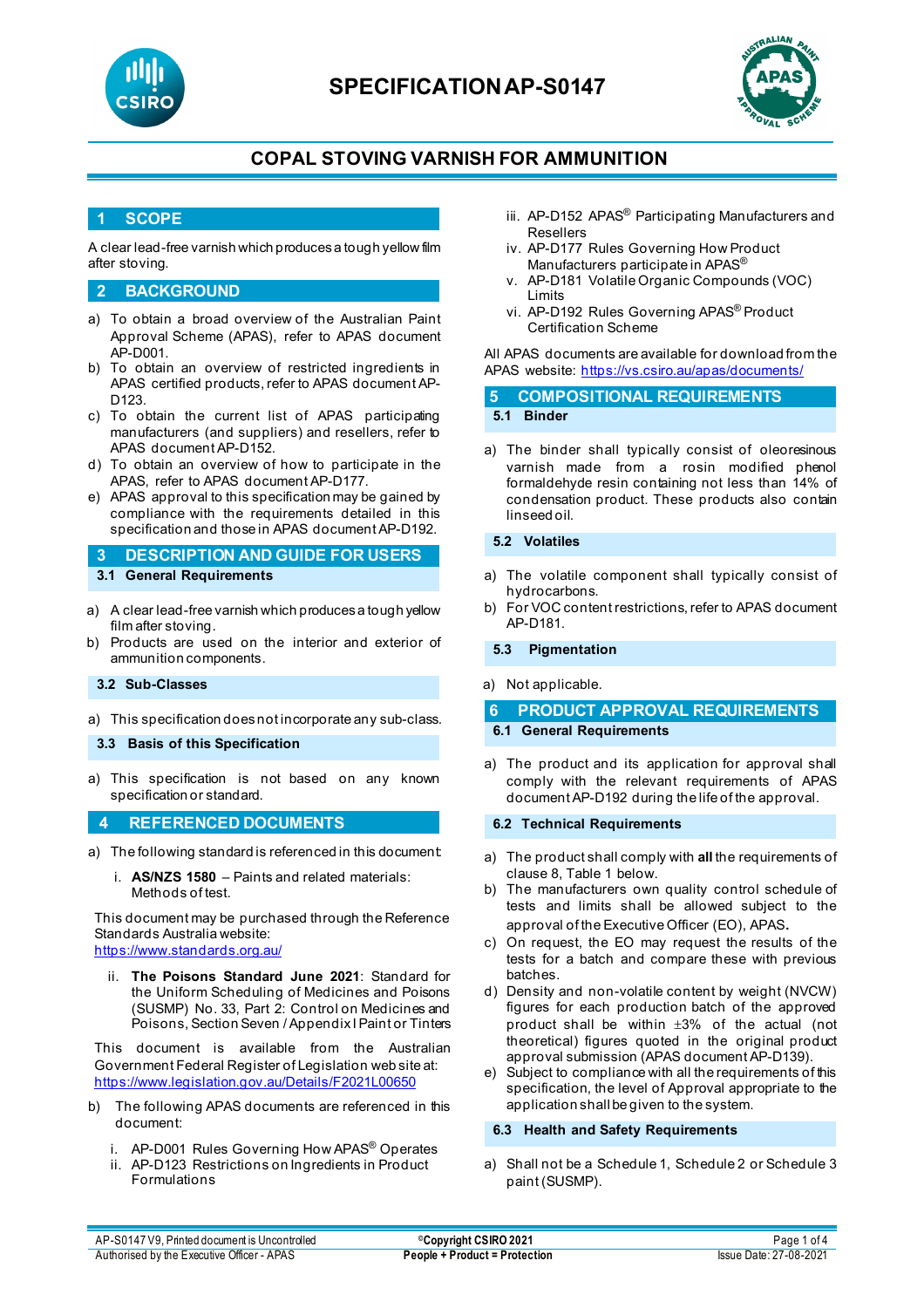# SPECIFICATION AP-S0147

## COPAL STOVING VARNISH FOR AMMUNITION

## 1 SCOPE

A clear lead-free varnish which produces a tough yellow film after stoving.

## 2 BACKGROUND

a) To obtain a broad overview of the Australian Paint Approval Scheme (APAS), refer to APAS document AP-D001.
b) To obtain an overview of restricted ingredients in APAS certified products, refer to APAS document AP-D123.
c) To obtain the current list of APAS participating manufacturers (and suppliers) and resellers, refer to APAS document AP-D152.
d) To obtain an overview of how to participate in the APAS, refer to APAS document AP-D177.
e) APAS approval to this specification may be gained by compliance with the requirements detailed in this specification and those in APAS document AP-D192.

## 3 DESCRIPTION AND GUIDE FOR USERS

### 3.1 General Requirements

a) A clear lead-free varnish which produces a tough yellow film after stoving.
b) Products are used on the interior and exterior of ammunition components.

### 3.2 Sub-Classes

a) This specification does not incorporate any sub-class.

### 3.3 Basis of this Specification

a) This specification is not based on any known specification or standard.

## 4 REFERENCED DOCUMENTS

a) The following standard is referenced in this document:

   i. **AS/NZS 1580** – Paints and related materials: Methods of test.

This document may be purchased through the Reference Standards Australia website: https://www.standards.org.au/

   ii. **The Poisons Standard June 2021**: Standard for the Uniform Scheduling of Medicines and Poisons (SUSMP) No. 33, Part 2: Control on Medicines and Poisons, Section Seven / Appendix I Paint or Tinters

This document is available from the Australian Government Federal Register of Legislation web site at: https://www.legislation.gov.au/Details/F2021L00650

b) The following APAS documents are referenced in this document:

   i. AP-D001 Rules Governing How APAS® Operates
   ii. AP-D123 Restrictions on Ingredients in Product Formulations
   iii. AP-D152 APAS® Participating Manufacturers and Resellers
   iv. AP-D177 Rules Governing How Product Manufacturers participate in APAS®
   v. AP-D181 Volatile Organic Compounds (VOC) Limits
   vi. AP-D192 Rules Governing APAS® Product Certification Scheme

All APAS documents are available for download from the APAS website: https://vs.csiro.au/apas/documents/

## 5 COMPOSITIONAL REQUIREMENTS

### 5.1 Binder

a) The binder shall typically consist of oleoresinous varnish made from a rosin modified phenol formaldehyde resin containing not less than 14% of condensation product. These products also contain linseed oil.

### 5.2 Volatiles

a) The volatile component shall typically consist of hydrocarbons.
b) For VOC content restrictions, refer to APAS document AP-D181.

### 5.3 Pigmentation

a) Not applicable.

## 6 PRODUCT APPROVAL REQUIREMENTS

### 6.1 General Requirements

a) The product and its application for approval shall comply with the relevant requirements of APAS document AP-D192 during the life of the approval.

### 6.2 Technical Requirements

a) The product shall comply with **all** the requirements of clause 8, Table 1 below.
b) The manufacturers own quality control schedule of tests and limits shall be allowed subject to the approval of the Executive Officer (EO), APAS**.**
c) On request, the EO may request the results of the tests for a batch and compare these with previous batches.
d) Density and non-volatile content by weight (NVCW) figures for each production batch of the approved product shall be within ±3% of the actual (not theoretical) figures quoted in the original product approval submission (APAS document AP-D139).
e) Subject to compliance with all the requirements of this specification, the level of Approval appropriate to the application shall be given to the system.

### 6.3 Health and Safety Requirements

a) Shall not be a Schedule 1, Schedule 2 or Schedule 3 paint (SUSMP).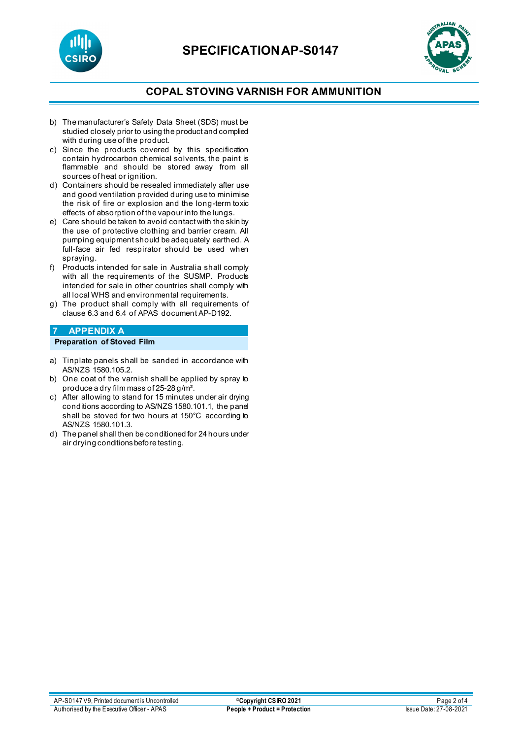b) The manufacturer's Safety Data Sheet (SDS) must be studied closely prior to using the product and complied with during use of the product.
c) Since the products covered by this specification contain hydrocarbon chemical solvents, the paint is flammable and should be stored away from all sources of heat or ignition.
d) Containers should be resealed immediately after use and good ventilation provided during use to minimise the risk of fire or explosion and the long-term toxic effects of absorption of the vapour into the lungs.
e) Care should be taken to avoid contact with the skin by the use of protective clothing and barrier cream. All pumping equipment should be adequately earthed. A full-face air fed respirator should be used when spraying.
f) Products intended for sale in Australia shall comply with all the requirements of the SUSMP. Products intended for sale in other countries shall comply with all local WHS and environmental requirements.
g) The product shall comply with all requirements of clause 6.3 and 6.4 of APAS document AP-D192.

## 7 APPENDIX A

**Preparation of Stoved Film**

a) Tinplate panels shall be sanded in accordance with AS/NZS 1580.105.2.
b) One coat of the varnish shall be applied by spray to produce a dry film mass of 25-28 g/m².
c) After allowing to stand for 15 minutes under air drying conditions according to AS/NZS 1580.101.1, the panel shall be stoved for two hours at 150°C according to AS/NZS 1580.101.3.
d) The panel shall then be conditioned for 24 hours under air drying conditions before testing.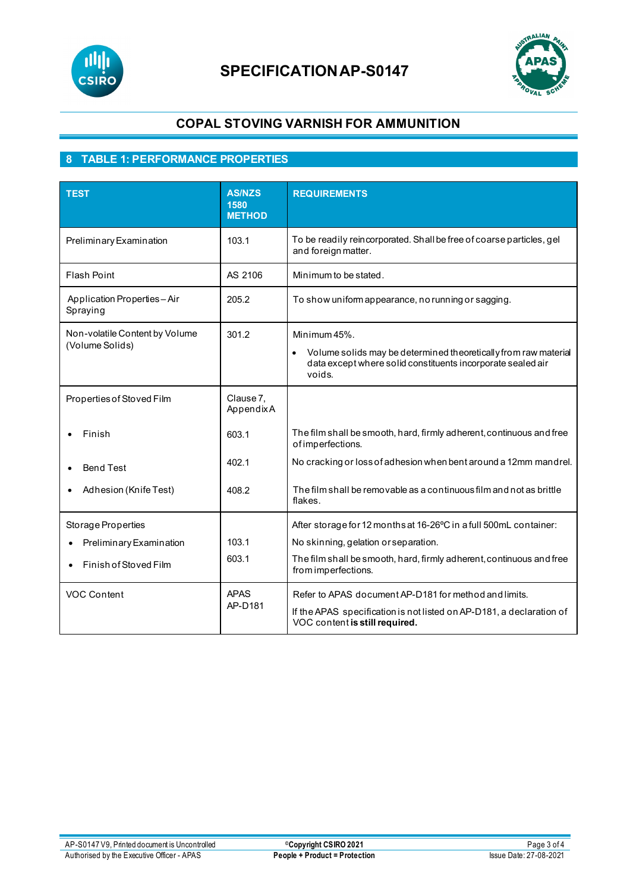# SPECIFICATION AP-S0147

## COPAL STOVING VARNISH FOR AMMUNITION

## 8 TABLE 1: PERFORMANCE PROPERTIES

| TEST | AS/NZS 1580 METHOD | REQUIREMENTS |
|---|---|---|
| Preliminary Examination | 103.1 | To be readily reincorporated. Shall be free of coarse particles, gel and foreign matter. |
| Flash Point | AS 2106 | Minimum to be stated. |
| Application Properties – Air Spraying | 205.2 | To show uniform appearance, no running or sagging. |
| Non-volatile Content by Volume (Volume Solids) | 301.2 | Minimum 45%.<br>• Volume solids may be determined theoretically from raw material data except where solid constituents incorporate sealed air voids. |
| Properties of Stoved Film | Clause 7, Appendix A | |
| • Finish | 603.1 | The film shall be smooth, hard, firmly adherent, continuous and free of imperfections. |
| • Bend Test | 402.1 | No cracking or loss of adhesion when bent around a 12mm mandrel. |
| • Adhesion (Knife Test) | 408.2 | The film shall be removable as a continuous film and not as brittle flakes. |
| Storage Properties | | After storage for 12 months at 16-26ºC in a full 500mL container: |
| • Preliminary Examination | 103.1 | No skinning, gelation or separation. |
| • Finish of Stoved Film | 603.1 | The film shall be smooth, hard, firmly adherent, continuous and free from imperfections. |
| VOC Content | APAS AP-D181 | Refer to APAS document AP-D181 for method and limits.<br>If the APAS specification is not listed on AP-D181, a declaration of VOC content **is still required.** |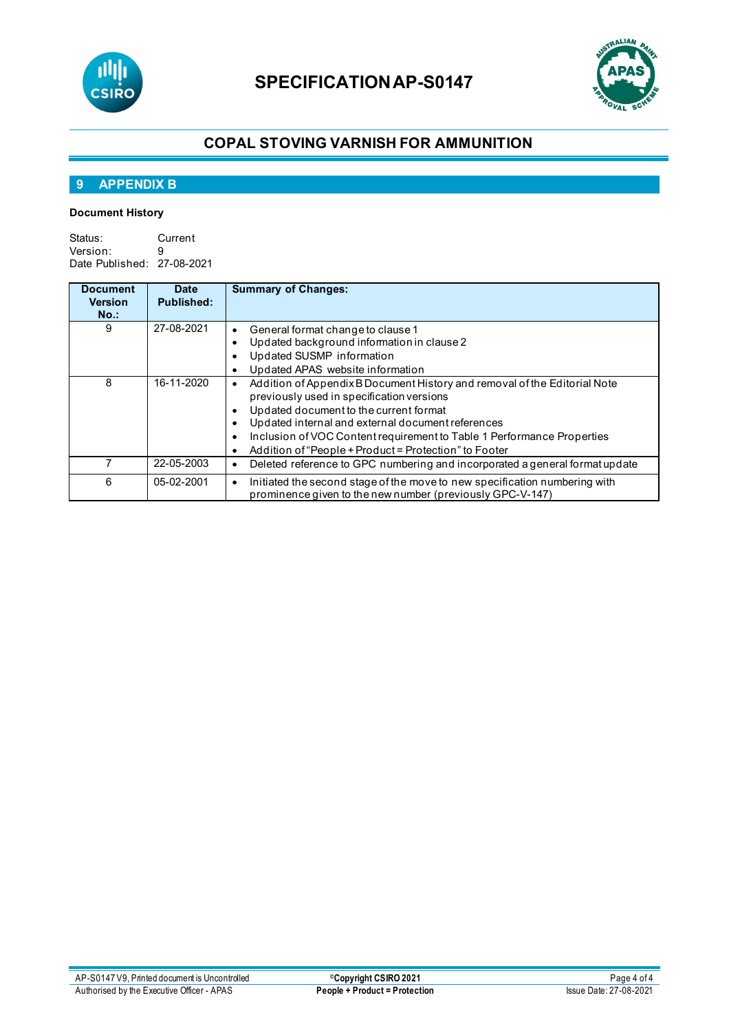## 9 APPENDIX B

**Document History**

Status: Current
Version: 9
Date Published: 27-08-2021

| Document Version No.: | Date Published: | Summary of Changes: |
|---|---|---|
| 9 | 27-08-2021 | • General format change to clause 1<br>• Updated background information in clause 2<br>• Updated SUSMP information<br>• Updated APAS website information |
| 8 | 16-11-2020 | • Addition of Appendix B Document History and removal of the Editorial Note previously used in specification versions<br>• Updated document to the current format<br>• Updated internal and external document references<br>• Inclusion of VOC Content requirement to Table 1 Performance Properties<br>• Addition of "People + Product = Protection" to Footer |
| 7 | 22-05-2003 | • Deleted reference to GPC numbering and incorporated a general format update |
| 6 | 05-02-2001 | • Initiated the second stage of the move to new specification numbering with prominence given to the new number (previously GPC-V-147) |